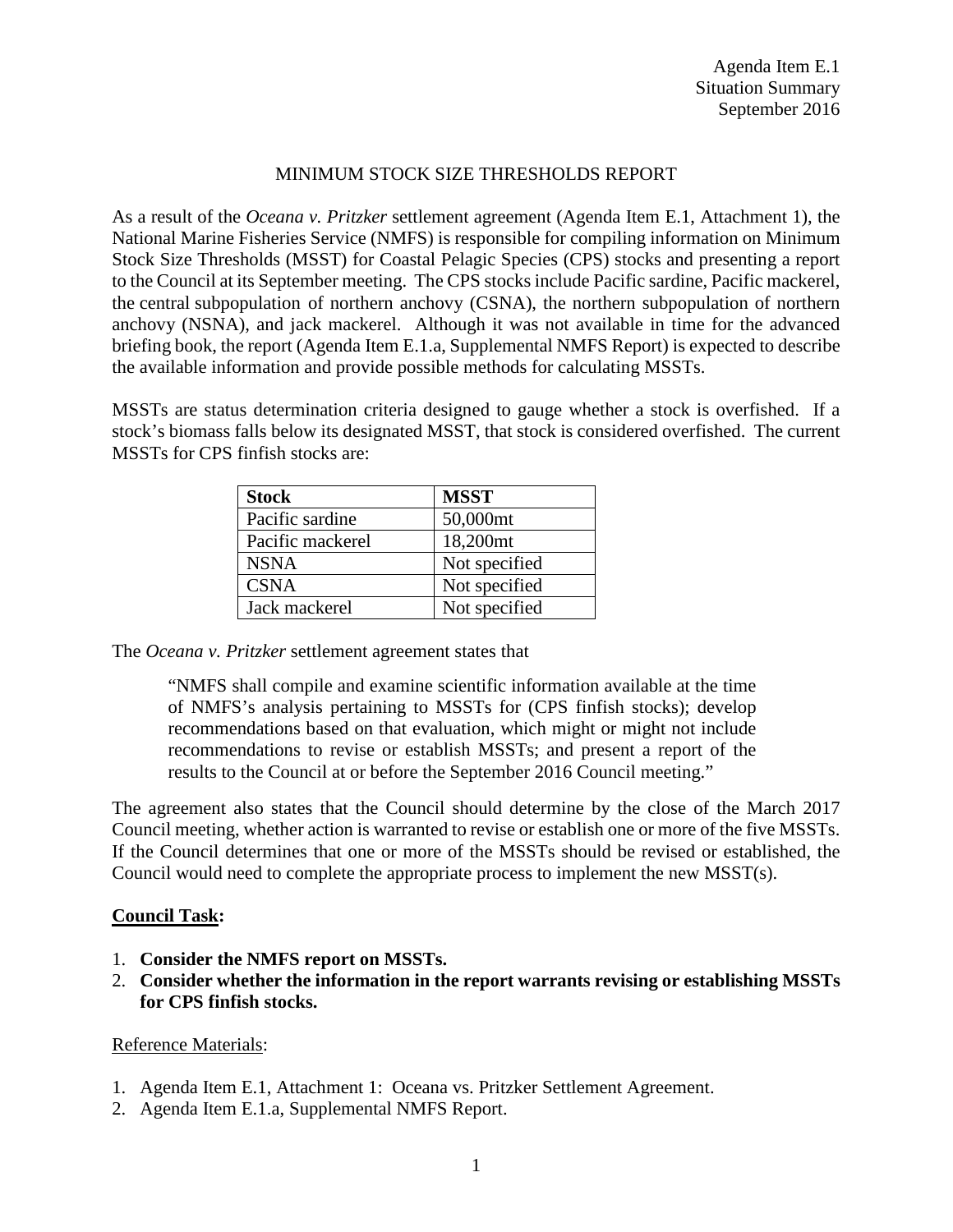Agenda Item E.1
Situation Summary
September 2016

# MINIMUM STOCK SIZE THRESHOLDS REPORT

As a result of the *Oceana v. Pritzker* settlement agreement (Agenda Item E.1, Attachment 1), the National Marine Fisheries Service (NMFS) is responsible for compiling information on Minimum Stock Size Thresholds (MSST) for Coastal Pelagic Species (CPS) stocks and presenting a report to the Council at its September meeting. The CPS stocks include Pacific sardine, Pacific mackerel, the central subpopulation of northern anchovy (CSNA), the northern subpopulation of northern anchovy (NSNA), and jack mackerel. Although it was not available in time for the advanced briefing book, the report (Agenda Item E.1.a, Supplemental NMFS Report) is expected to describe the available information and provide possible methods for calculating MSSTs.

MSSTs are status determination criteria designed to gauge whether a stock is overfished. If a stock's biomass falls below its designated MSST, that stock is considered overfished. The current MSSTs for CPS finfish stocks are:

| Stock | MSST |
|---|---|
| Pacific sardine | 50,000mt |
| Pacific mackerel | 18,200mt |
| NSNA | Not specified |
| CSNA | Not specified |
| Jack mackerel | Not specified |

The *Oceana v. Pritzker* settlement agreement states that

> "NMFS shall compile and examine scientific information available at the time of NMFS's analysis pertaining to MSSTs for (CPS finfish stocks); develop recommendations based on that evaluation, which might or might not include recommendations to revise or establish MSSTs; and present a report of the results to the Council at or before the September 2016 Council meeting."

The agreement also states that the Council should determine by the close of the March 2017 Council meeting, whether action is warranted to revise or establish one or more of the five MSSTs. If the Council determines that one or more of the MSSTs should be revised or established, the Council would need to complete the appropriate process to implement the new MSST(s).

**Council Task:**

1. **Consider the NMFS report on MSSTs.**
2. **Consider whether the information in the report warrants revising or establishing MSSTs for CPS finfish stocks.**

Reference Materials:

1. Agenda Item E.1, Attachment 1: Oceana vs. Pritzker Settlement Agreement.
2. Agenda Item E.1.a, Supplemental NMFS Report.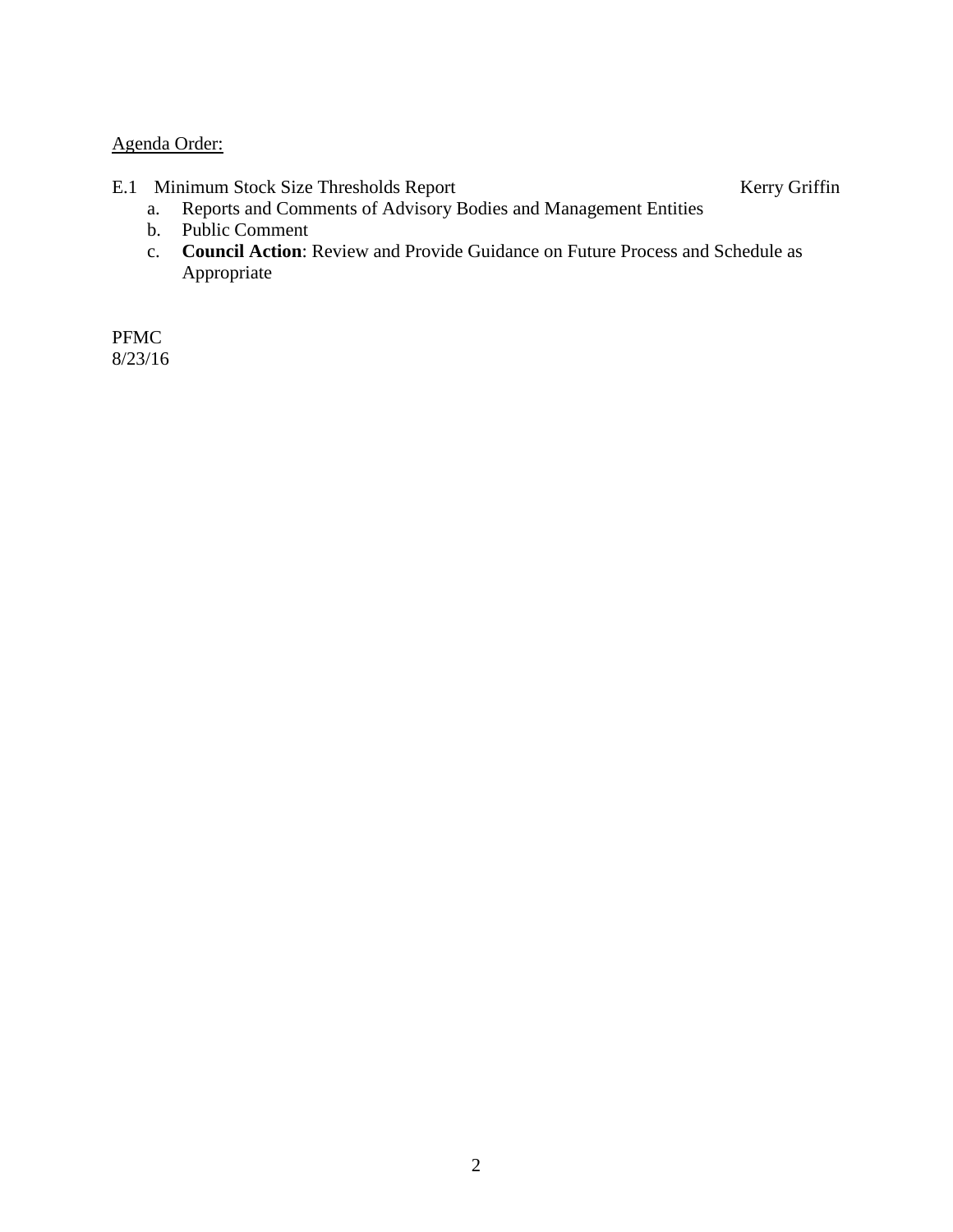Agenda Order:

E.1 Minimum Stock Size Thresholds Report Kerry Griffin

a. Reports and Comments of Advisory Bodies and Management Entities
b. Public Comment
c. **Council Action**: Review and Provide Guidance on Future Process and Schedule as Appropriate

PFMC
8/23/16